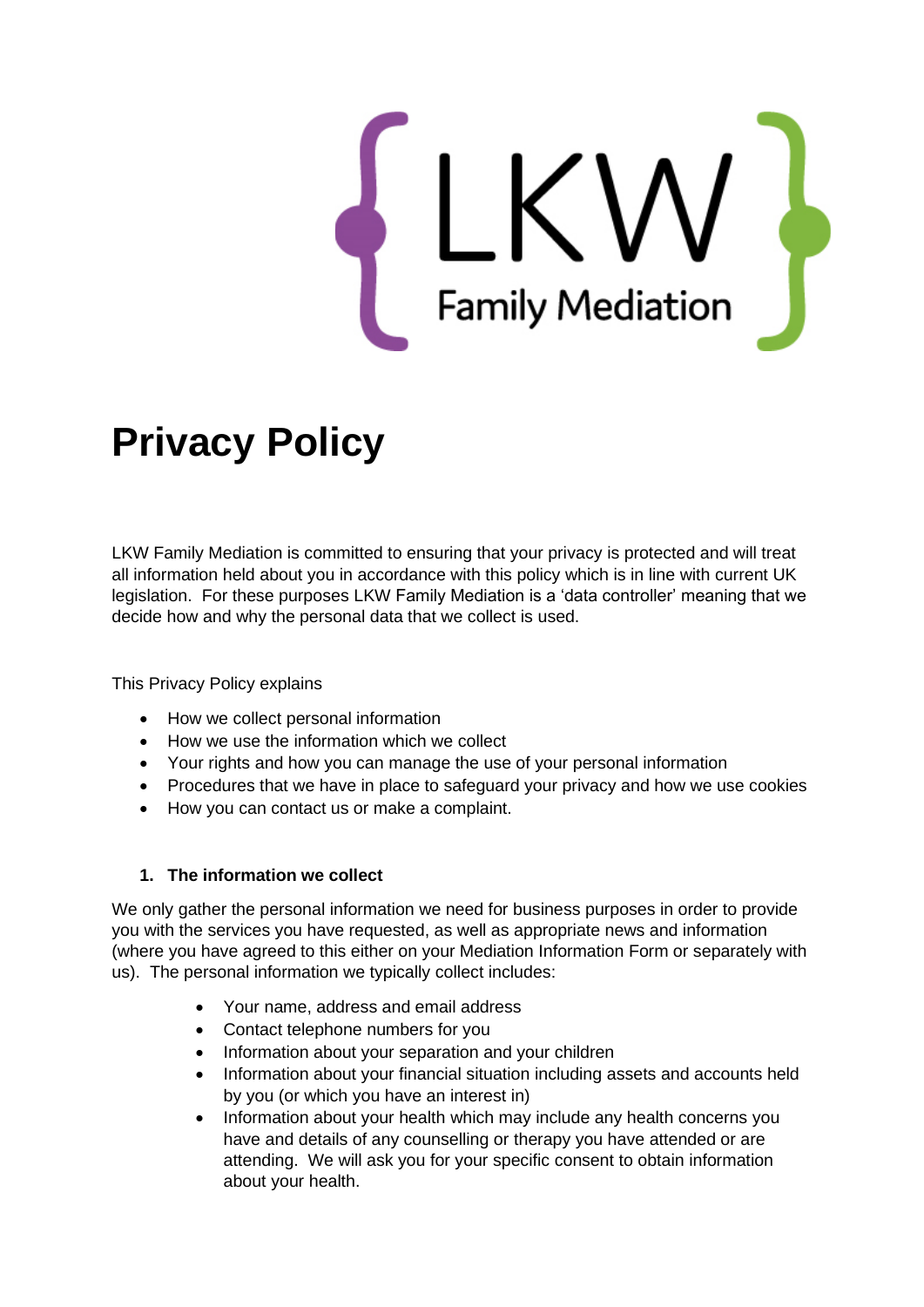LKW Family Mediation

# Privacy Policy

LKW Family Mediation is committed to ensuring that your privacy is protected and will treat all information held about you in accordance with this policy which is in line with current UK legislation. For these purposes LKW Family Mediation is a 'data controller' meaning that we decide how and why the personal data that we collect is used.

This Privacy Policy explains

- How we collect personal information
- How we use the information which we collect
- Your rights and how you can manage the use of your personal information
- Procedures that we have in place to safeguard your privacy and how we use cookies
- How you can contact us or make a complaint.

## 1. The information we collect

We only gather the personal information we need for business purposes in order to provide you with the services you have requested, as well as appropriate news and information (where you have agreed to this either on your Mediation Information Form or separately with us). The personal information we typically collect includes:

- Your name, address and email address
- Contact telephone numbers for you
- Information about your separation and your children
- Information about your financial situation including assets and accounts held by you (or which you have an interest in)
- Information about your health which may include any health concerns you have and details of any counselling or therapy you have attended or are attending. We will ask you for your specific consent to obtain information about your health.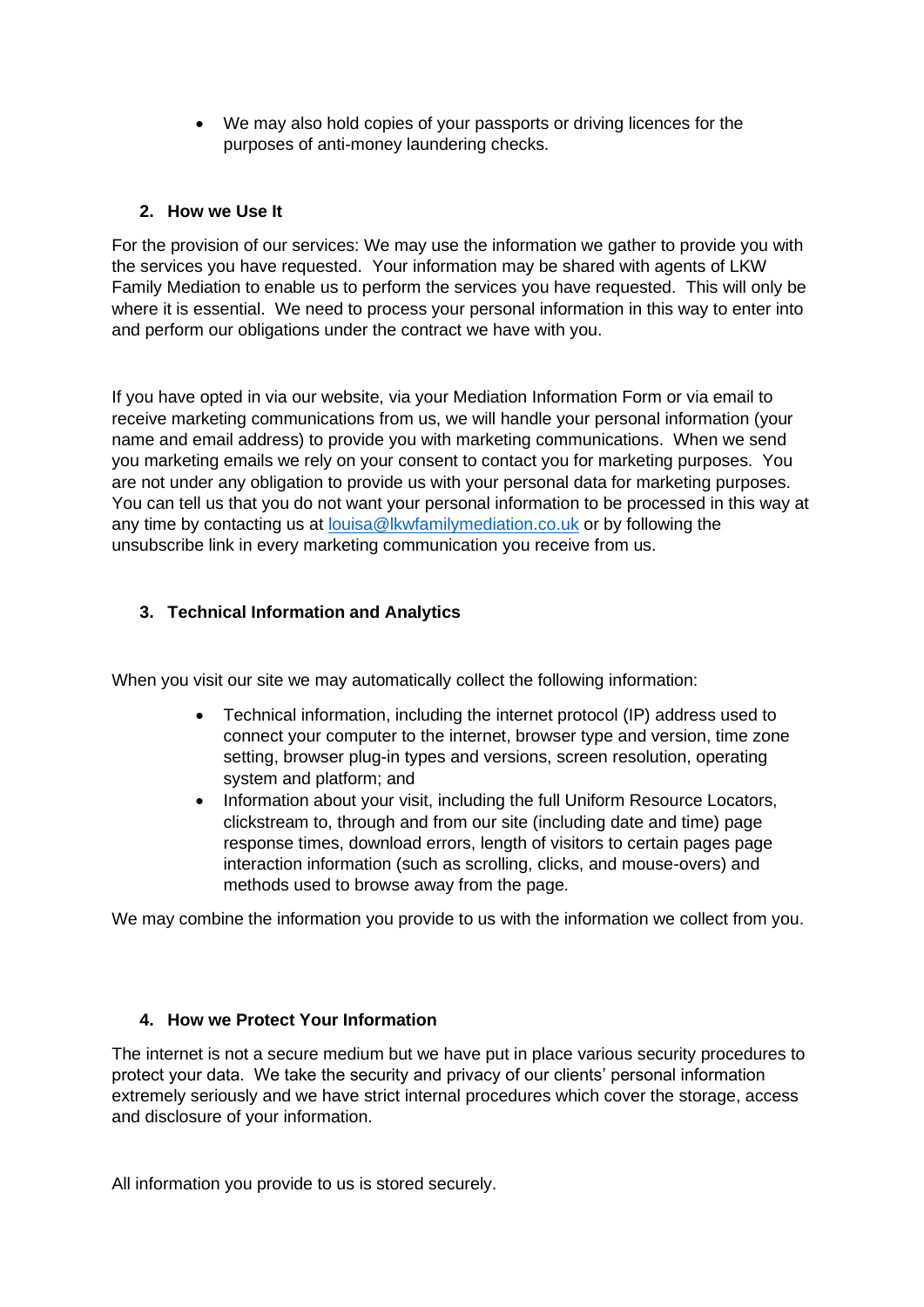- We may also hold copies of your passports or driving licences for the purposes of anti-money laundering checks.

## 2. How we Use It

For the provision of our services: We may use the information we gather to provide you with the services you have requested. Your information may be shared with agents of LKW Family Mediation to enable us to perform the services you have requested. This will only be where it is essential. We need to process your personal information in this way to enter into and perform our obligations under the contract we have with you.

If you have opted in via our website, via your Mediation Information Form or via email to receive marketing communications from us, we will handle your personal information (your name and email address) to provide you with marketing communications. When we send you marketing emails we rely on your consent to contact you for marketing purposes. You are not under any obligation to provide us with your personal data for marketing purposes. You can tell us that you do not want your personal information to be processed in this way at any time by contacting us at louisa@lkwfamilymediation.co.uk or by following the unsubscribe link in every marketing communication you receive from us.

## 3. Technical Information and Analytics

When you visit our site we may automatically collect the following information:

- Technical information, including the internet protocol (IP) address used to connect your computer to the internet, browser type and version, time zone setting, browser plug-in types and versions, screen resolution, operating system and platform; and
- Information about your visit, including the full Uniform Resource Locators, clickstream to, through and from our site (including date and time) page response times, download errors, length of visitors to certain pages page interaction information (such as scrolling, clicks, and mouse-overs) and methods used to browse away from the page.

We may combine the information you provide to us with the information we collect from you.

## 4. How we Protect Your Information

The internet is not a secure medium but we have put in place various security procedures to protect your data. We take the security and privacy of our clients' personal information extremely seriously and we have strict internal procedures which cover the storage, access and disclosure of your information.

All information you provide to us is stored securely.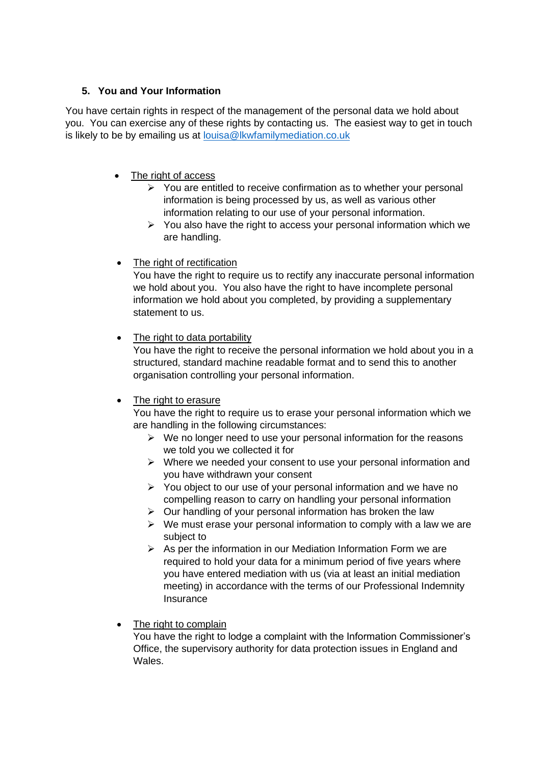## 5. You and Your Information

You have certain rights in respect of the management of the personal data we hold about you. You can exercise any of these rights by contacting us. The easiest way to get in touch is likely to be by emailing us at [louisa@lkwfamilymediation.co.uk](mailto:louisa@lkwfamilymediation.co.uk)

- <u>The right of access</u>
  - You are entitled to receive confirmation as to whether your personal information is being processed by us, as well as various other information relating to our use of your personal information.
  - You also have the right to access your personal information which we are handling.

- <u>The right of rectification</u>
  You have the right to require us to rectify any inaccurate personal information we hold about you. You also have the right to have incomplete personal information we hold about you completed, by providing a supplementary statement to us.

- <u>The right to data portability</u>
  You have the right to receive the personal information we hold about you in a structured, standard machine readable format and to send this to another organisation controlling your personal information.

- <u>The right to erasure</u>
  You have the right to require us to erase your personal information which we are handling in the following circumstances:
  - We no longer need to use your personal information for the reasons we told you we collected it for
  - Where we needed your consent to use your personal information and you have withdrawn your consent
  - You object to our use of your personal information and we have no compelling reason to carry on handling your personal information
  - Our handling of your personal information has broken the law
  - We must erase your personal information to comply with a law we are subject to
  - As per the information in our Mediation Information Form we are required to hold your data for a minimum period of five years where you have entered mediation with us (via at least an initial mediation meeting) in accordance with the terms of our Professional Indemnity Insurance

- <u>The right to complain</u>
  You have the right to lodge a complaint with the Information Commissioner's Office, the supervisory authority for data protection issues in England and Wales.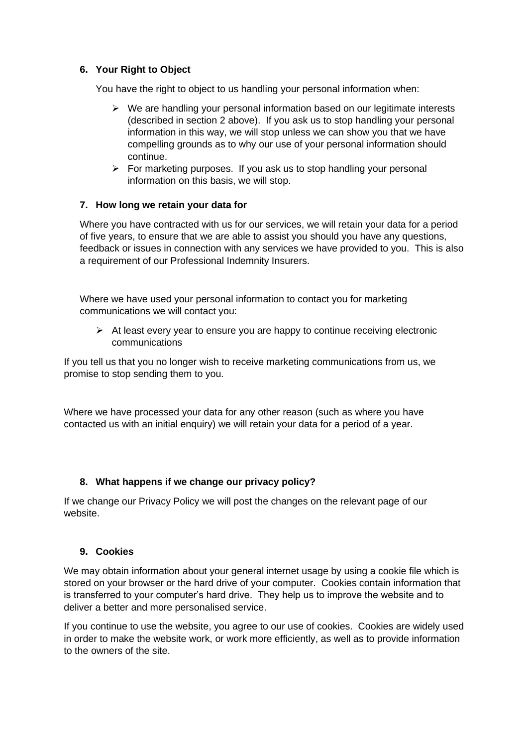### 6. Your Right to Object

You have the right to object to us handling your personal information when:

- We are handling your personal information based on our legitimate interests (described in section 2 above). If you ask us to stop handling your personal information in this way, we will stop unless we can show you that we have compelling grounds as to why our use of your personal information should continue.
- For marketing purposes. If you ask us to stop handling your personal information on this basis, we will stop.

### 7. How long we retain your data for

Where you have contracted with us for our services, we will retain your data for a period of five years, to ensure that we are able to assist you should you have any questions, feedback or issues in connection with any services we have provided to you. This is also a requirement of our Professional Indemnity Insurers.

Where we have used your personal information to contact you for marketing communications we will contact you:

- At least every year to ensure you are happy to continue receiving electronic communications

If you tell us that you no longer wish to receive marketing communications from us, we promise to stop sending them to you.

Where we have processed your data for any other reason (such as where you have contacted us with an initial enquiry) we will retain your data for a period of a year.

### 8. What happens if we change our privacy policy?

If we change our Privacy Policy we will post the changes on the relevant page of our website.

### 9. Cookies

We may obtain information about your general internet usage by using a cookie file which is stored on your browser or the hard drive of your computer. Cookies contain information that is transferred to your computer's hard drive. They help us to improve the website and to deliver a better and more personalised service.

If you continue to use the website, you agree to our use of cookies. Cookies are widely used in order to make the website work, or work more efficiently, as well as to provide information to the owners of the site.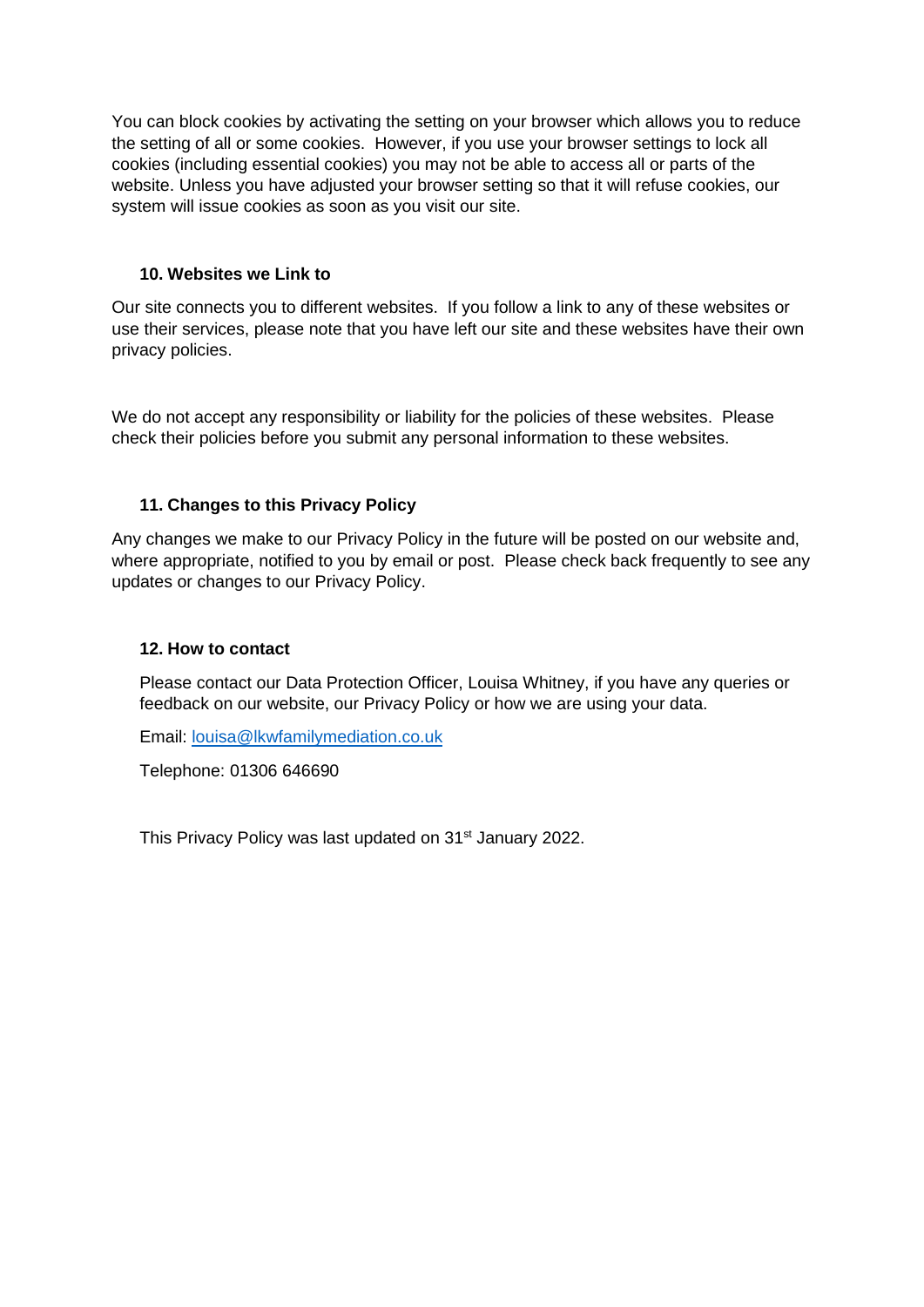You can block cookies by activating the setting on your browser which allows you to reduce the setting of all or some cookies. However, if you use your browser settings to lock all cookies (including essential cookies) you may not be able to access all or parts of the website. Unless you have adjusted your browser setting so that it will refuse cookies, our system will issue cookies as soon as you visit our site.

**10. Websites we Link to**

Our site connects you to different websites. If you follow a link to any of these websites or use their services, please note that you have left our site and these websites have their own privacy policies.

We do not accept any responsibility or liability for the policies of these websites. Please check their policies before you submit any personal information to these websites.

**11. Changes to this Privacy Policy**

Any changes we make to our Privacy Policy in the future will be posted on our website and, where appropriate, notified to you by email or post. Please check back frequently to see any updates or changes to our Privacy Policy.

**12. How to contact**

Please contact our Data Protection Officer, Louisa Whitney, if you have any queries or feedback on our website, our Privacy Policy or how we are using your data.

Email: louisa@lkwfamilymediation.co.uk

Telephone: 01306 646690

This Privacy Policy was last updated on 31st January 2022.